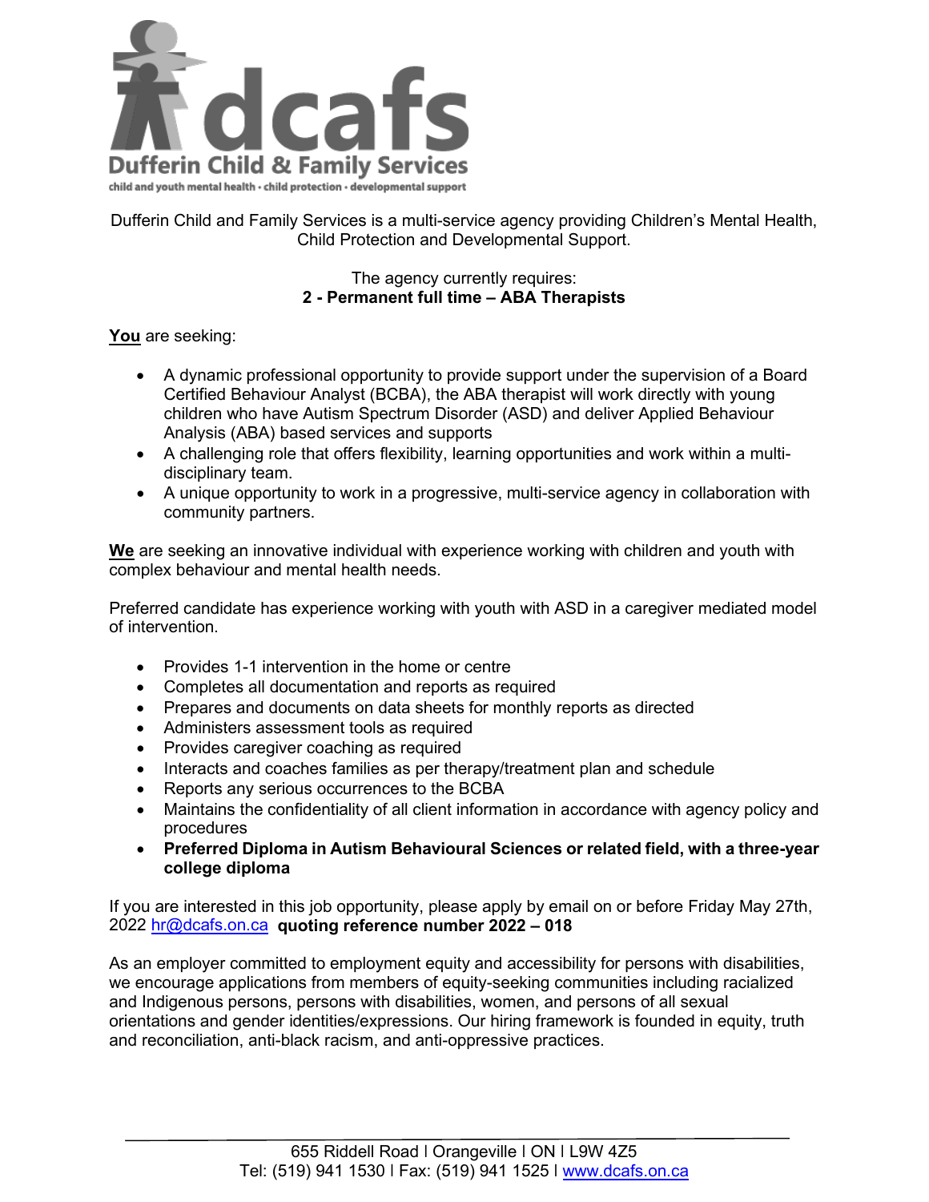dcafs

Dufferin Child & Family Services

child and youth mental health • child protection • developmental support

Dufferin Child and Family Services is a multi-service agency providing Children's Mental Health, Child Protection and Developmental Support.

The agency currently requires:
**2 - Permanent full time – ABA Therapists**

**You** are seeking:

- A dynamic professional opportunity to provide support under the supervision of a Board Certified Behaviour Analyst (BCBA), the ABA therapist will work directly with young children who have Autism Spectrum Disorder (ASD) and deliver Applied Behaviour Analysis (ABA) based services and supports
- A challenging role that offers flexibility, learning opportunities and work within a multi-disciplinary team.
- A unique opportunity to work in a progressive, multi-service agency in collaboration with community partners.

**We** are seeking an innovative individual with experience working with children and youth with complex behaviour and mental health needs.

Preferred candidate has experience working with youth with ASD in a caregiver mediated model of intervention.

- Provides 1-1 intervention in the home or centre
- Completes all documentation and reports as required
- Prepares and documents on data sheets for monthly reports as directed
- Administers assessment tools as required
- Provides caregiver coaching as required
- Interacts and coaches families as per therapy/treatment plan and schedule
- Reports any serious occurrences to the BCBA
- Maintains the confidentiality of all client information in accordance with agency policy and procedures
- **Preferred Diploma in Autism Behavioural Sciences or related field, with a three-year college diploma**

If you are interested in this job opportunity, please apply by email on or before Friday May 27th, 2022 hr@dcafs.on.ca **quoting reference number 2022 – 018**

As an employer committed to employment equity and accessibility for persons with disabilities, we encourage applications from members of equity-seeking communities including racialized and Indigenous persons, persons with disabilities, women, and persons of all sexual orientations and gender identities/expressions. Our hiring framework is founded in equity, truth and reconciliation, anti-black racism, and anti-oppressive practices.

655 Riddell Road I Orangeville I ON I L9W 4Z5
Tel: (519) 941 1530 I Fax: (519) 941 1525 I www.dcafs.on.ca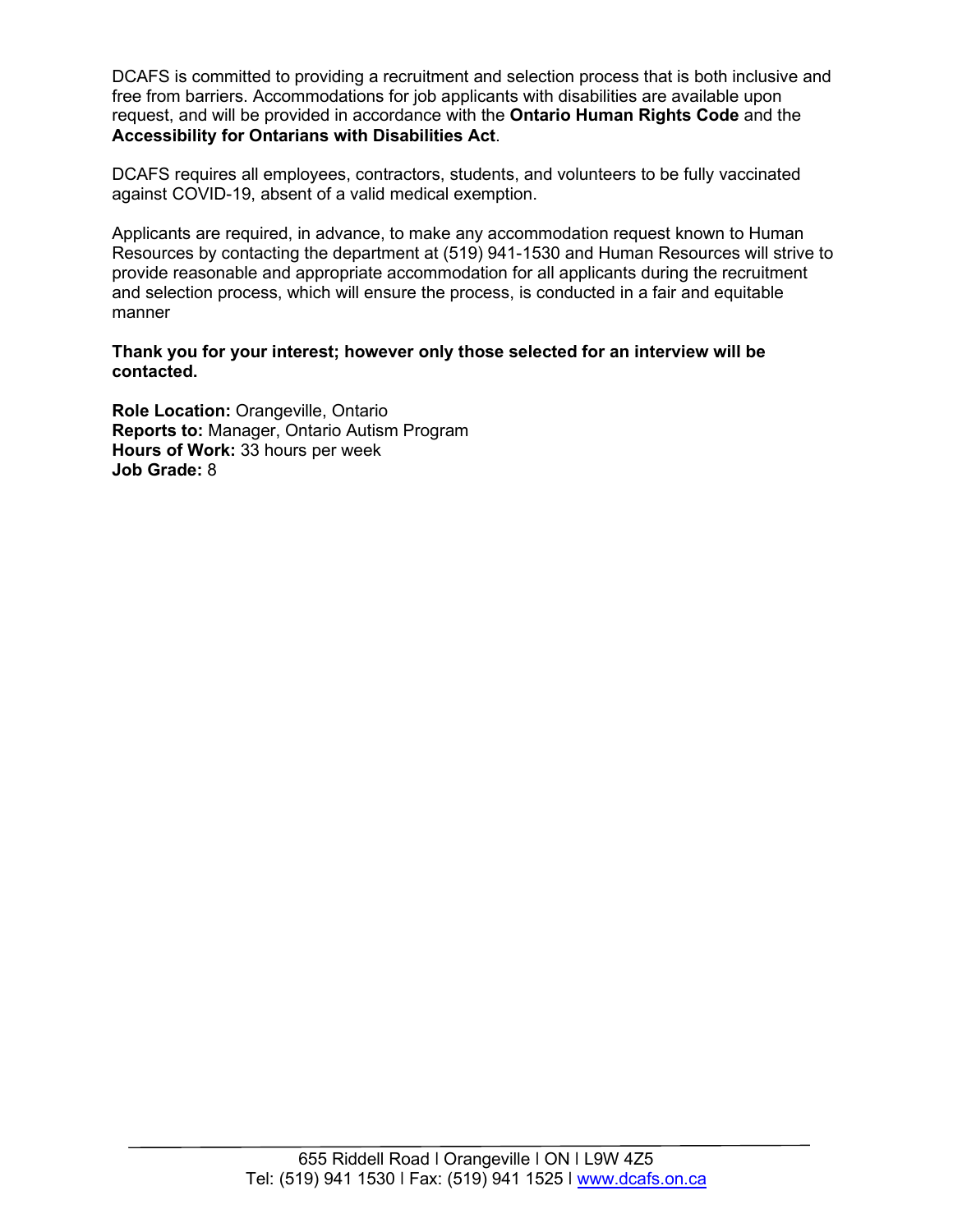DCAFS is committed to providing a recruitment and selection process that is both inclusive and free from barriers. Accommodations for job applicants with disabilities are available upon request, and will be provided in accordance with the **Ontario Human Rights Code** and the **Accessibility for Ontarians with Disabilities Act**.

DCAFS requires all employees, contractors, students, and volunteers to be fully vaccinated against COVID-19, absent of a valid medical exemption.

Applicants are required, in advance, to make any accommodation request known to Human Resources by contacting the department at (519) 941-1530 and Human Resources will strive to provide reasonable and appropriate accommodation for all applicants during the recruitment and selection process, which will ensure the process, is conducted in a fair and equitable manner

**Thank you for your interest; however only those selected for an interview will be contacted.**

**Role Location:** Orangeville, Ontario
**Reports to:** Manager, Ontario Autism Program
**Hours of Work:** 33 hours per week
**Job Grade:** 8